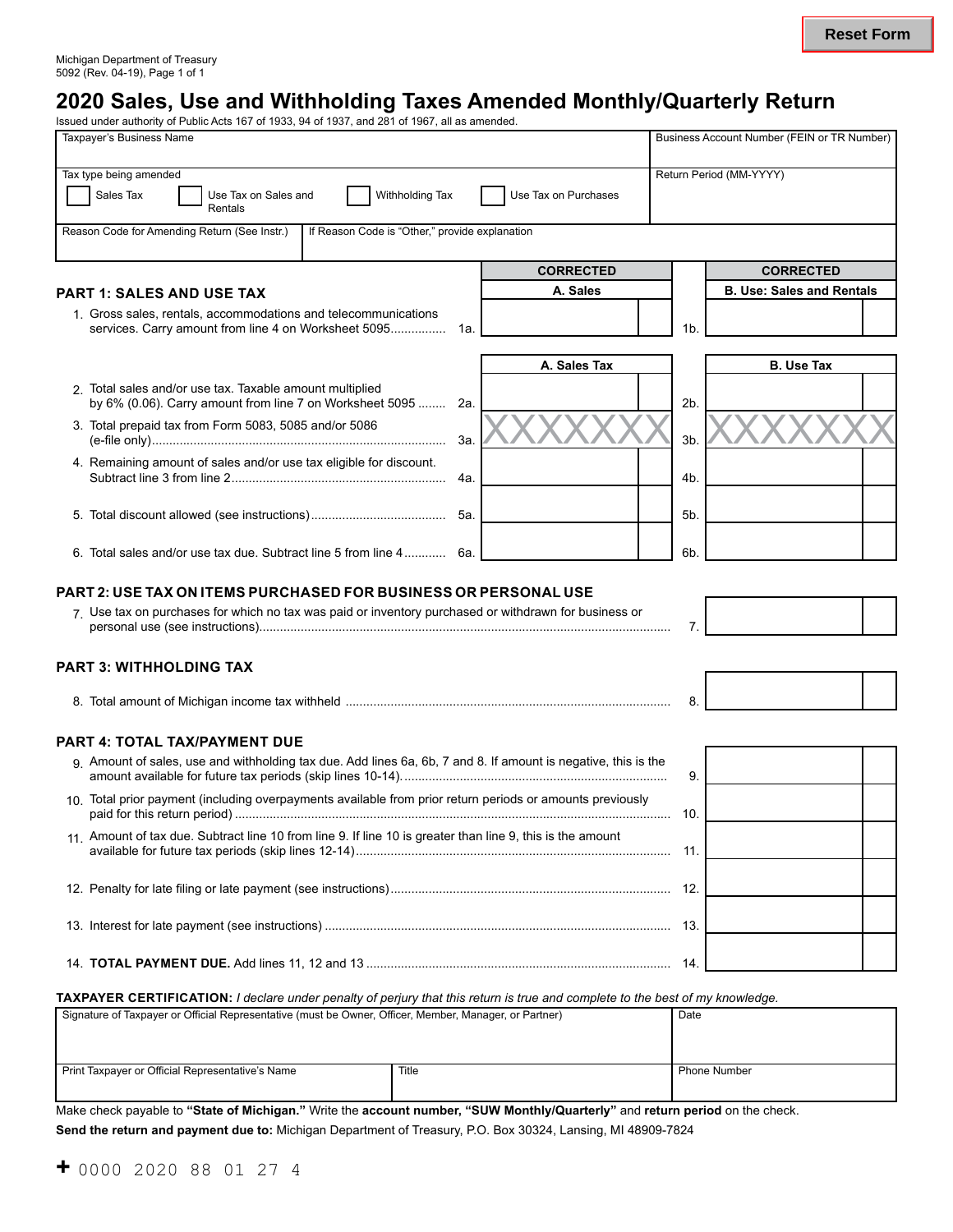Michigan Department of Treasury
5092 (Rev. 04-19), Page 1 of 1

# 2020 Sales, Use and Withholding Taxes Amended Monthly/Quarterly Return

Issued under authority of Public Acts 167 of 1933, 94 of 1937, and 281 of 1967, all as amended.

| Taxpayer's Business Name | | Business Account Number (FEIN or TR Number) |
|---|---|---|
| Tax type being amended: ☐ Sales Tax ☐ Use Tax on Sales and Rentals ☐ Withholding Tax ☐ Use Tax on Purchases | | Return Period (MM-YYYY) |
| Reason Code for Amending Return (See Instr.) | If Reason Code is "Other," provide explanation | |

## PART 1: SALES AND USE TAX

| | | CORRECTED A. Sales | | CORRECTED B. Use: Sales and Rentals |
|---|---|---|---|---|
| 1. Gross sales, rentals, accommodations and telecommunications services. Carry amount from line 4 on Worksheet 5095 | 1a. | | 1b. | |

| | | A. Sales Tax | | B. Use Tax |
|---|---|---|---|---|
| 2. Total sales and/or use tax. Taxable amount multiplied by 6% (0.06). Carry amount from line 7 on Worksheet 5095 | 2a. | | 2b. | |
| 3. Total prepaid tax from Form 5083, 5085 and/or 5086 (e-file only) | 3a. | XXXXXXX | 3b. | XXXXXXX |
| 4. Remaining amount of sales and/or use tax eligible for discount. Subtract line 3 from line 2 | 4a. | | 4b. | |
| 5. Total discount allowed (see instructions) | 5a. | | 5b. | |
| 6. Total sales and/or use tax due. Subtract line 5 from line 4 | 6a. | | 6b. | |

## PART 2: USE TAX ON ITEMS PURCHASED FOR BUSINESS OR PERSONAL USE

7. Use tax on purchases for which no tax was paid or inventory purchased or withdrawn for business or personal use (see instructions) .......... 7. ________

## PART 3: WITHHOLDING TAX

8. Total amount of Michigan income tax withheld .......... 8. ________

## PART 4: TOTAL TAX/PAYMENT DUE

9. Amount of sales, use and withholding tax due. Add lines 6a, 6b, 7 and 8. If amount is negative, this is the amount available for future tax periods (skip lines 10-14) .......... 9. ________
10. Total prior payment (including overpayments available from prior return periods or amounts previously paid for this return period) .......... 10. ________
11. Amount of tax due. Subtract line 10 from line 9. If line 10 is greater than line 9, this is the amount available for future tax periods (skip lines 12-14) .......... 11. ________
12. Penalty for late filing or late payment (see instructions) .......... 12. ________
13. Interest for late payment (see instructions) .......... 13. ________
14. **TOTAL PAYMENT DUE.** Add lines 11, 12 and 13 .......... 14. ________

**TAXPAYER CERTIFICATION:** *I declare under penalty of perjury that this return is true and complete to the best of my knowledge.*

| Signature of Taxpayer or Official Representative (must be Owner, Officer, Member, Manager, or Partner) | | Date |
|---|---|---|
| Print Taxpayer or Official Representative's Name | Title | Phone Number |

Make check payable to **"State of Michigan."** Write the **account number, "SUW Monthly/Quarterly"** and **return period** on the check.

**Send the return and payment due to:** Michigan Department of Treasury, P.O. Box 30324, Lansing, MI 48909-7824

+ 0000 2020 88 01 27 4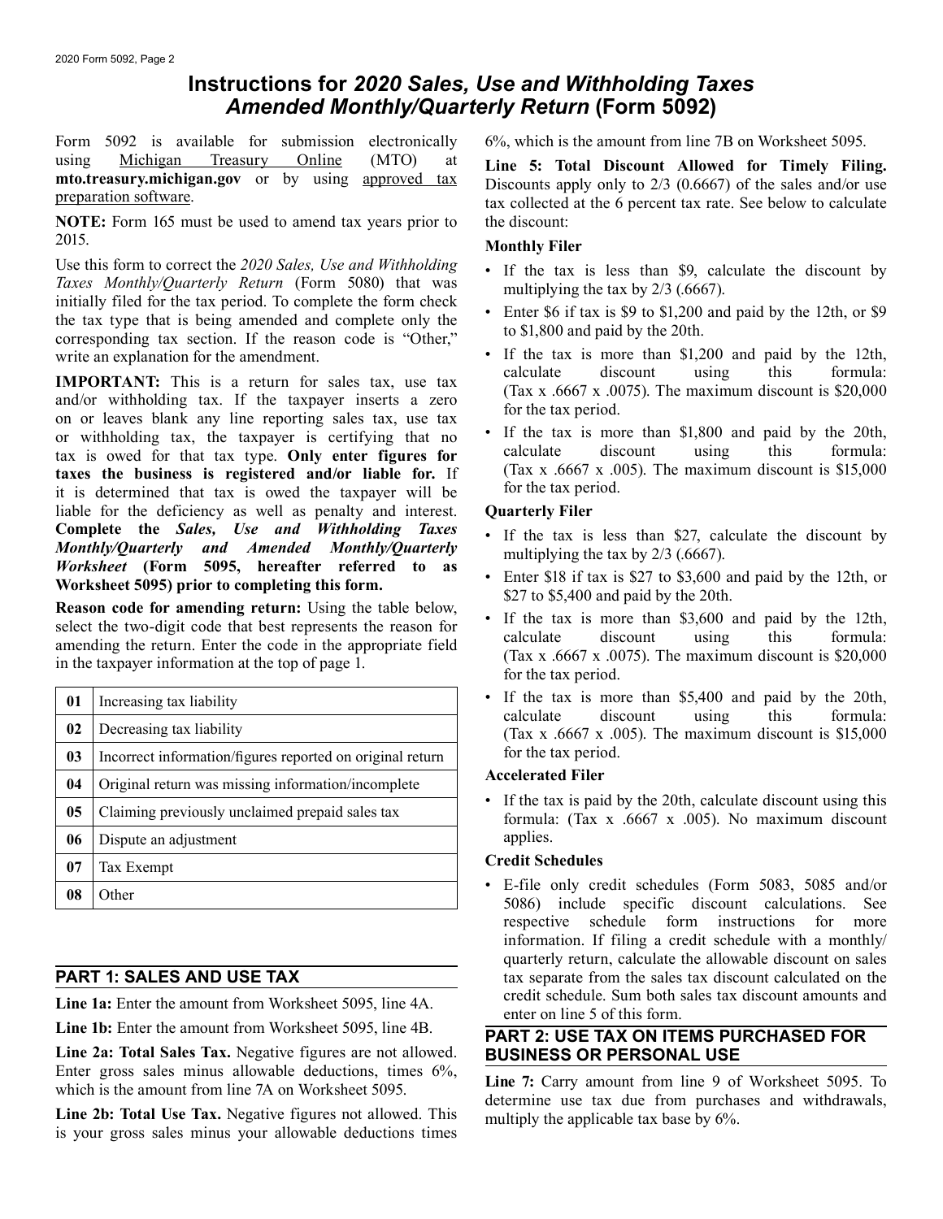# Instructions for *2020 Sales, Use and Withholding Taxes Amended Monthly/Quarterly Return* (Form 5092)

Form 5092 is available for submission electronically using Michigan Treasury Online (MTO) at **mto.treasury.michigan.gov** or by using approved tax preparation software.

**NOTE:** Form 165 must be used to amend tax years prior to 2015.

Use this form to correct the *2020 Sales, Use and Withholding Taxes Monthly/Quarterly Return* (Form 5080) that was initially filed for the tax period. To complete the form check the tax type that is being amended and complete only the corresponding tax section. If the reason code is "Other," write an explanation for the amendment.

**IMPORTANT:** This is a return for sales tax, use tax and/or withholding tax. If the taxpayer inserts a zero on or leaves blank any line reporting sales tax, use tax or withholding tax, the taxpayer is certifying that no tax is owed for that tax type. **Only enter figures for taxes the business is registered and/or liable for.** If it is determined that tax is owed the taxpayer will be liable for the deficiency as well as penalty and interest. **Complete the *Sales, Use and Withholding Taxes Monthly/Quarterly and Amended Monthly/Quarterly Worksheet* (Form 5095, hereafter referred to as Worksheet 5095) prior to completing this form.**

**Reason code for amending return:** Using the table below, select the two-digit code that best represents the reason for amending the return. Enter the code in the appropriate field in the taxpayer information at the top of page 1.

| Code | Reason |
|---|---|
| **01** | Increasing tax liability |
| **02** | Decreasing tax liability |
| **03** | Incorrect information/figures reported on original return |
| **04** | Original return was missing information/incomplete |
| **05** | Claiming previously unclaimed prepaid sales tax |
| **06** | Dispute an adjustment |
| **07** | Tax Exempt |
| **08** | Other |

## PART 1: SALES AND USE TAX

**Line 1a:** Enter the amount from Worksheet 5095, line 4A.

**Line 1b:** Enter the amount from Worksheet 5095, line 4B.

**Line 2a: Total Sales Tax.** Negative figures are not allowed. Enter gross sales minus allowable deductions, times 6%, which is the amount from line 7A on Worksheet 5095.

**Line 2b: Total Use Tax.** Negative figures not allowed. This is your gross sales minus your allowable deductions times 6%, which is the amount from line 7B on Worksheet 5095.

**Line 5: Total Discount Allowed for Timely Filing.** Discounts apply only to 2/3 (0.6667) of the sales and/or use tax collected at the 6 percent tax rate. See below to calculate the discount:

**Monthly Filer**

- If the tax is less than $9, calculate the discount by multiplying the tax by 2/3 (.6667).
- Enter $6 if tax is $9 to $1,200 and paid by the 12th, or $9 to $1,800 and paid by the 20th.
- If the tax is more than $1,200 and paid by the 12th, calculate discount using this formula: (Tax x .6667 x .0075). The maximum discount is $20,000 for the tax period.
- If the tax is more than $1,800 and paid by the 20th, calculate discount using this formula: (Tax x .6667 x .005). The maximum discount is $15,000 for the tax period.

**Quarterly Filer**

- If the tax is less than $27, calculate the discount by multiplying the tax by 2/3 (.6667).
- Enter $18 if tax is $27 to $3,600 and paid by the 12th, or $27 to $5,400 and paid by the 20th.
- If the tax is more than $3,600 and paid by the 12th, calculate discount using this formula: (Tax x .6667 x .0075). The maximum discount is $20,000 for the tax period.
- If the tax is more than $5,400 and paid by the 20th, calculate discount using this formula: (Tax x .6667 x .005). The maximum discount is $15,000 for the tax period.

**Accelerated Filer**

- If the tax is paid by the 20th, calculate discount using this formula: (Tax x .6667 x .005). No maximum discount applies.

**Credit Schedules**

- E-file only credit schedules (Form 5083, 5085 and/or 5086) include specific discount calculations. See respective schedule form instructions for more information. If filing a credit schedule with a monthly/quarterly return, calculate the allowable discount on sales tax separate from the sales tax discount calculated on the credit schedule. Sum both sales tax discount amounts and enter on line 5 of this form.

## PART 2: USE TAX ON ITEMS PURCHASED FOR BUSINESS OR PERSONAL USE

**Line 7:** Carry amount from line 9 of Worksheet 5095. To determine use tax due from purchases and withdrawals, multiply the applicable tax base by 6%.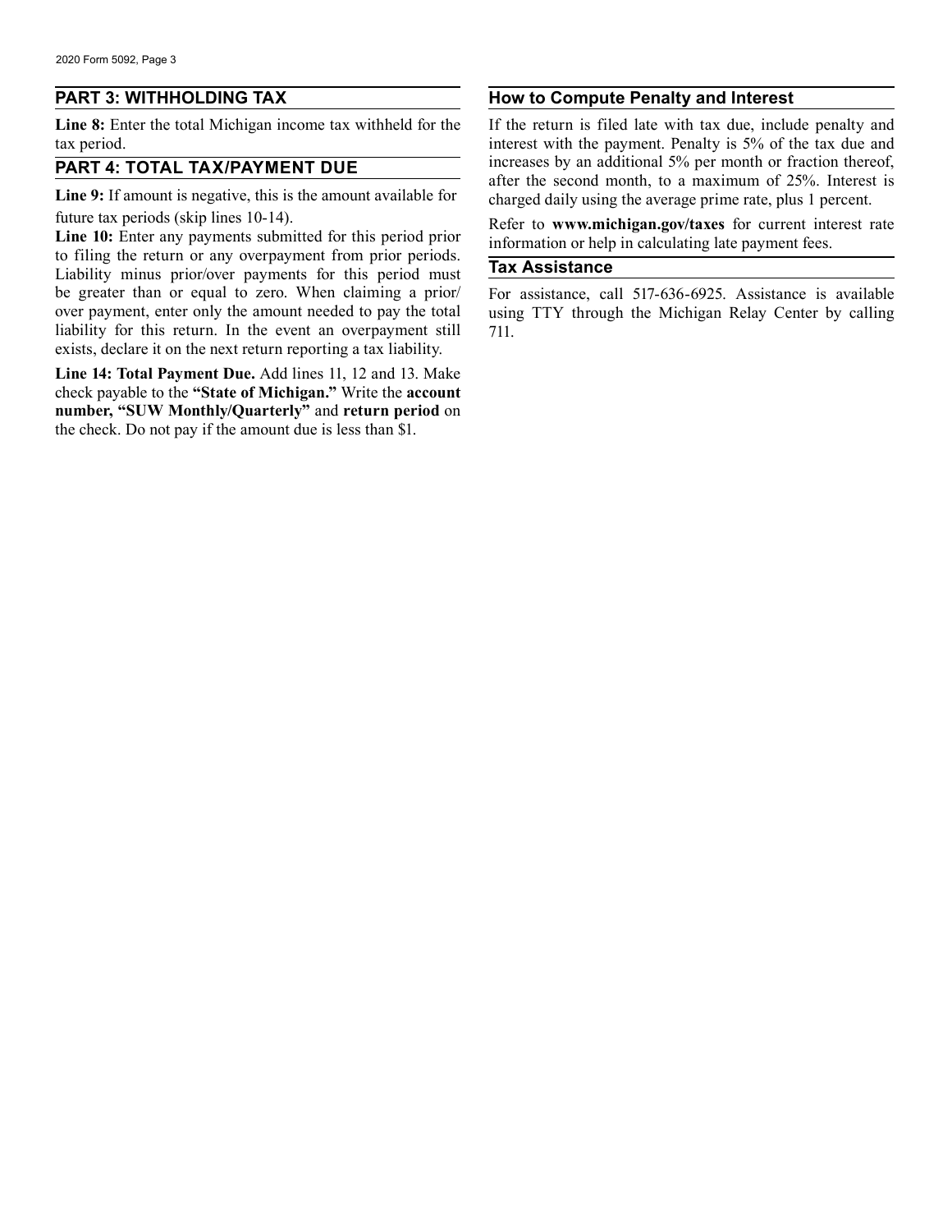## PART 3: WITHHOLDING TAX

**Line 8:** Enter the total Michigan income tax withheld for the tax period.

## PART 4: TOTAL TAX/PAYMENT DUE

**Line 9:** If amount is negative, this is the amount available for future tax periods (skip lines 10-14).

**Line 10:** Enter any payments submitted for this period prior to filing the return or any overpayment from prior periods. Liability minus prior/over payments for this period must be greater than or equal to zero. When claiming a prior/over payment, enter only the amount needed to pay the total liability for this return. In the event an overpayment still exists, declare it on the next return reporting a tax liability.

**Line 14: Total Payment Due.** Add lines 11, 12 and 13. Make check payable to the **"State of Michigan."** Write the **account number, "SUW Monthly/Quarterly"** and **return period** on the check. Do not pay if the amount due is less than $1.

## How to Compute Penalty and Interest

If the return is filed late with tax due, include penalty and interest with the payment. Penalty is 5% of the tax due and increases by an additional 5% per month or fraction thereof, after the second month, to a maximum of 25%. Interest is charged daily using the average prime rate, plus 1 percent.

Refer to **www.michigan.gov/taxes** for current interest rate information or help in calculating late payment fees.

## Tax Assistance

For assistance, call 517-636-6925. Assistance is available using TTY through the Michigan Relay Center by calling 711.